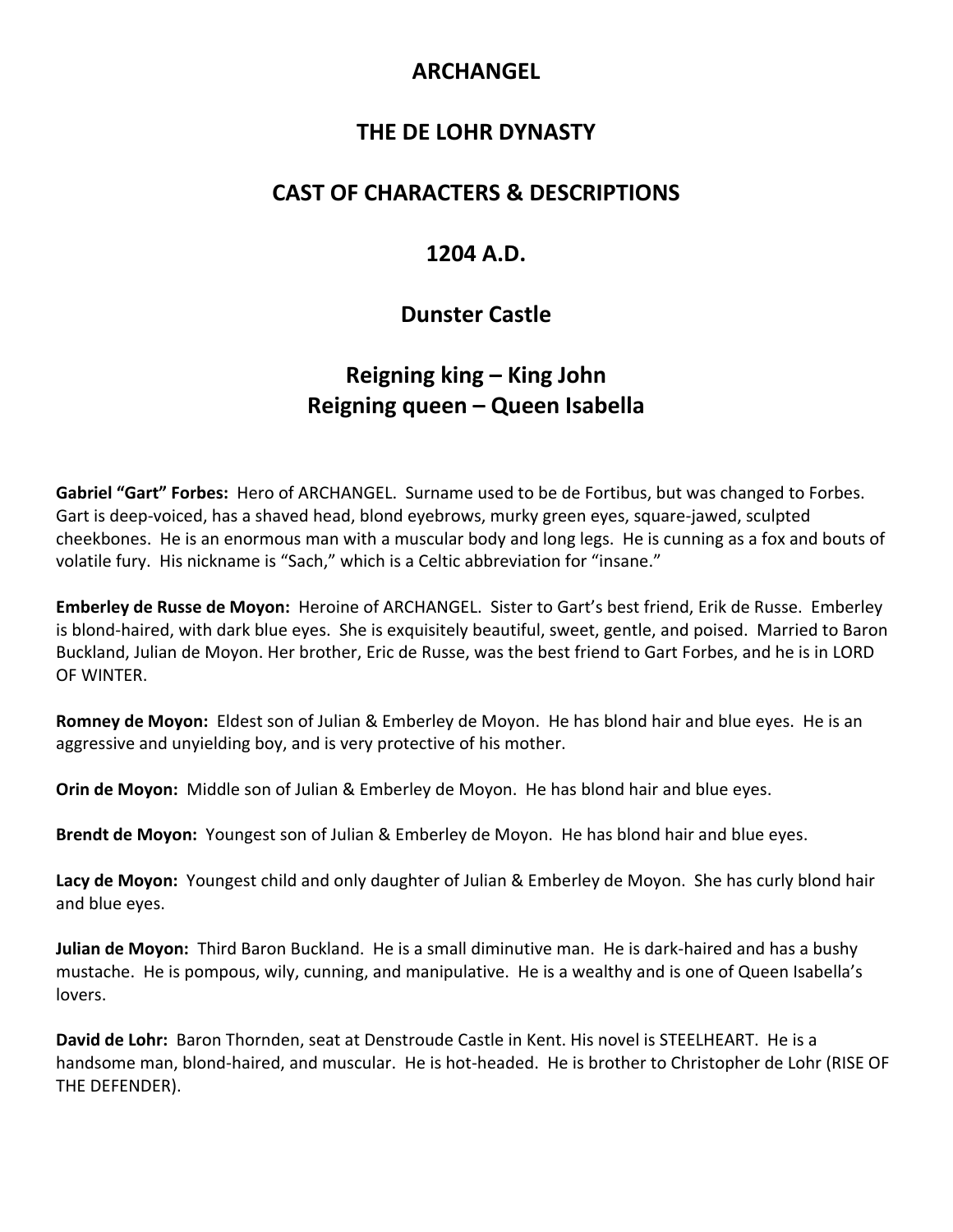# ARCHANGEL

## THE DE LOHR DYNASTY

## CAST OF CHARACTERS & DESCRIPTIONS

## 1204 A.D.

## Dunster Castle

## Reigning king – King John
## Reigning queen – Queen Isabella

**Gabriel "Gart" Forbes:** Hero of ARCHANGEL. Surname used to be de Fortibus, but was changed to Forbes. Gart is deep-voiced, has a shaved head, blond eyebrows, murky green eyes, square-jawed, sculpted cheekbones. He is an enormous man with a muscular body and long legs. He is cunning as a fox and bouts of volatile fury. His nickname is "Sach," which is a Celtic abbreviation for "insane."

**Emberley de Russe de Moyon:** Heroine of ARCHANGEL. Sister to Gart's best friend, Erik de Russe. Emberley is blond-haired, with dark blue eyes. She is exquisitely beautiful, sweet, gentle, and poised. Married to Baron Buckland, Julian de Moyon. Her brother, Eric de Russe, was the best friend to Gart Forbes, and he is in LORD OF WINTER.

**Romney de Moyon:** Eldest son of Julian & Emberley de Moyon. He has blond hair and blue eyes. He is an aggressive and unyielding boy, and is very protective of his mother.

**Orin de Moyon:** Middle son of Julian & Emberley de Moyon. He has blond hair and blue eyes.

**Brendt de Moyon:** Youngest son of Julian & Emberley de Moyon. He has blond hair and blue eyes.

**Lacy de Moyon:** Youngest child and only daughter of Julian & Emberley de Moyon. She has curly blond hair and blue eyes.

**Julian de Moyon:** Third Baron Buckland. He is a small diminutive man. He is dark-haired and has a bushy mustache. He is pompous, wily, cunning, and manipulative. He is a wealthy and is one of Queen Isabella's lovers.

**David de Lohr:** Baron Thornden, seat at Denstroude Castle in Kent. His novel is STEELHEART. He is a handsome man, blond-haired, and muscular. He is hot-headed. He is brother to Christopher de Lohr (RISE OF THE DEFENDER).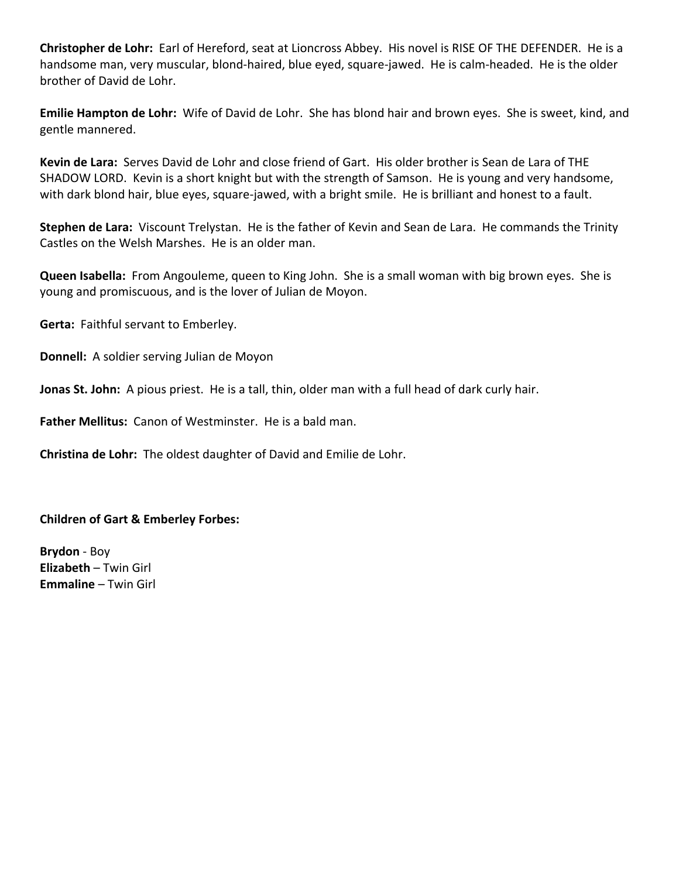**Christopher de Lohr:** Earl of Hereford, seat at Lioncross Abbey. His novel is RISE OF THE DEFENDER. He is a handsome man, very muscular, blond-haired, blue eyed, square-jawed. He is calm-headed. He is the older brother of David de Lohr.

**Emilie Hampton de Lohr:** Wife of David de Lohr. She has blond hair and brown eyes. She is sweet, kind, and gentle mannered.

**Kevin de Lara:** Serves David de Lohr and close friend of Gart. His older brother is Sean de Lara of THE SHADOW LORD. Kevin is a short knight but with the strength of Samson. He is young and very handsome, with dark blond hair, blue eyes, square-jawed, with a bright smile. He is brilliant and honest to a fault.

**Stephen de Lara:** Viscount Trelystan. He is the father of Kevin and Sean de Lara. He commands the Trinity Castles on the Welsh Marshes. He is an older man.

**Queen Isabella:** From Angouleme, queen to King John. She is a small woman with big brown eyes. She is young and promiscuous, and is the lover of Julian de Moyon.

**Gerta:** Faithful servant to Emberley.

**Donnell:** A soldier serving Julian de Moyon

**Jonas St. John:** A pious priest. He is a tall, thin, older man with a full head of dark curly hair.

**Father Mellitus:** Canon of Westminster. He is a bald man.

**Christina de Lohr:** The oldest daughter of David and Emilie de Lohr.

**Children of Gart & Emberley Forbes:**

**Brydon** - Boy
**Elizabeth** – Twin Girl
**Emmaline** – Twin Girl